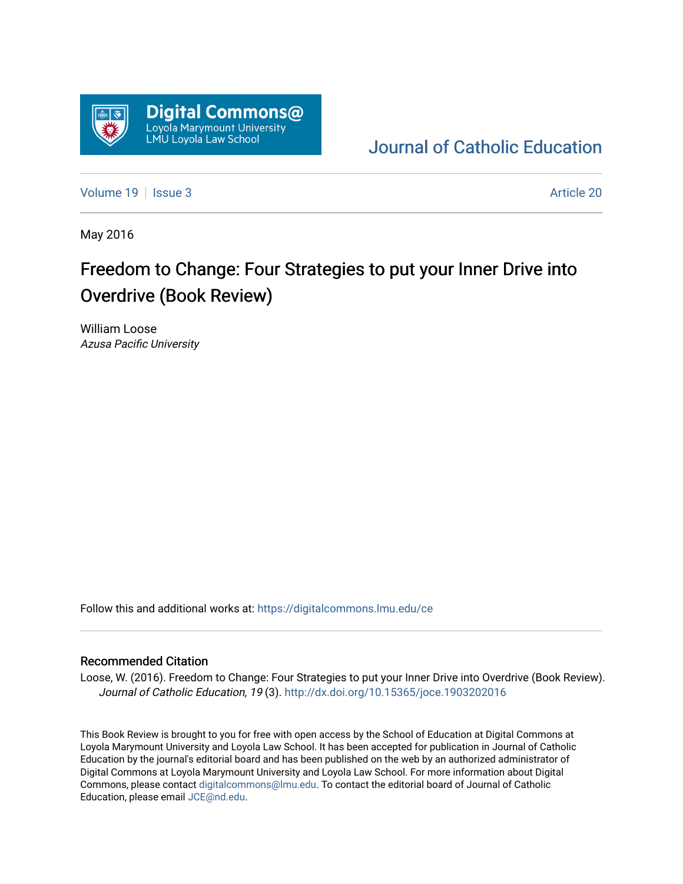Digital Commons@ Loyola Marymount University LMU Loyola Law School

Journal of Catholic Education

Volume 19 | Issue 3 | Article 20

May 2016

# Freedom to Change: Four Strategies to put your Inner Drive into Overdrive (Book Review)

William Loose
*Azusa Pacific University*

Follow this and additional works at: https://digitalcommons.lmu.edu/ce

## Recommended Citation

Loose, W. (2016). Freedom to Change: Four Strategies to put your Inner Drive into Overdrive (Book Review). *Journal of Catholic Education, 19* (3). http://dx.doi.org/10.15365/joce.1903202016

This Book Review is brought to you for free with open access by the School of Education at Digital Commons at Loyola Marymount University and Loyola Law School. It has been accepted for publication in Journal of Catholic Education by the journal's editorial board and has been published on the web by an authorized administrator of Digital Commons at Loyola Marymount University and Loyola Law School. For more information about Digital Commons, please contact digitalcommons@lmu.edu. To contact the editorial board of Journal of Catholic Education, please email JCE@nd.edu.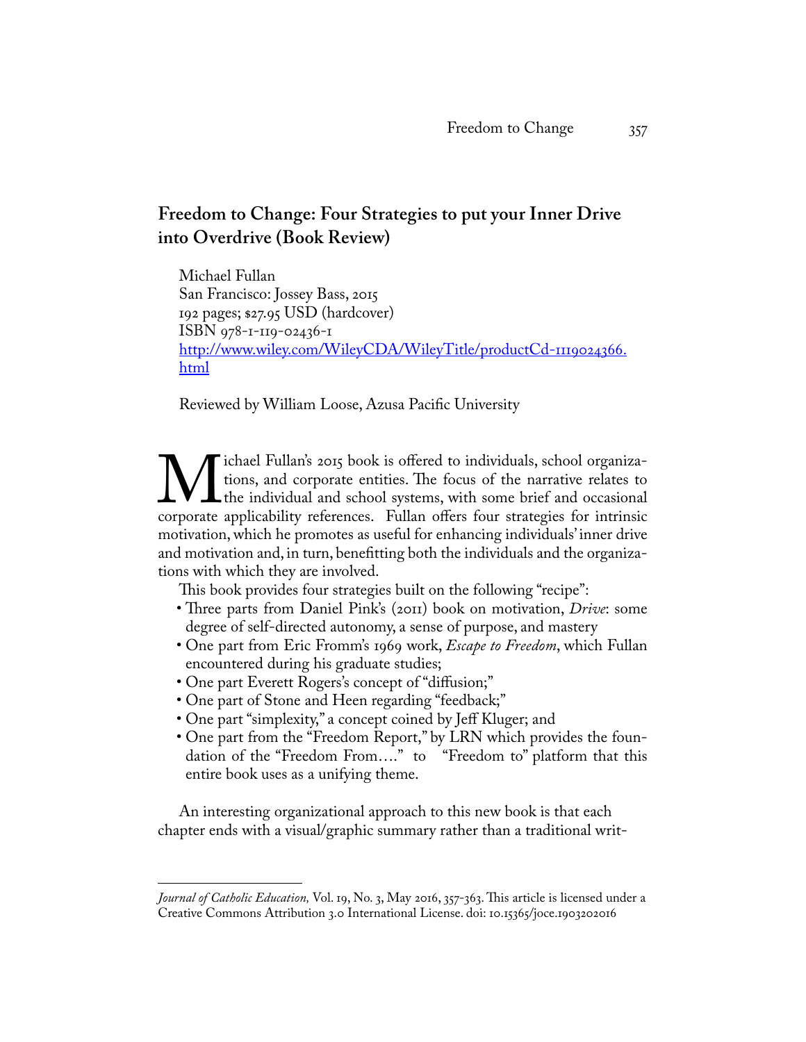## Freedom to Change: Four Strategies to put your Inner Drive into Overdrive (Book Review)

Michael Fullan
San Francisco: Jossey Bass, 2015
192 pages; $27.95 USD (hardcover)
ISBN 978-1-119-02436-1
http://www.wiley.com/WileyCDA/WileyTitle/productCd-1119024366.html

Reviewed by William Loose, Azusa Pacific University

Michael Fullan's 2015 book is offered to individuals, school organizations, and corporate entities. The focus of the narrative relates to the individual and school systems, with some brief and occasional corporate applicability references. Fullan offers four strategies for intrinsic motivation, which he promotes as useful for enhancing individuals' inner drive and motivation and, in turn, benefitting both the individuals and the organizations with which they are involved.

This book provides four strategies built on the following "recipe":

- Three parts from Daniel Pink's (2011) book on motivation, *Drive*: some degree of self-directed autonomy, a sense of purpose, and mastery
- One part from Eric Fromm's 1969 work, *Escape to Freedom*, which Fullan encountered during his graduate studies;
- One part Everett Rogers's concept of "diffusion;"
- One part of Stone and Heen regarding "feedback;"
- One part "simplexity," a concept coined by Jeff Kluger; and
- One part from the "Freedom Report," by LRN which provides the foundation of the "Freedom From…." to "Freedom to" platform that this entire book uses as a unifying theme.

An interesting organizational approach to this new book is that each chapter ends with a visual/graphic summary rather than a traditional writ-

*Journal of Catholic Education,* Vol. 19, No. 3, May 2016, 357-363. This article is licensed under a Creative Commons Attribution 3.0 International License. doi: 10.15365/joce.1903202016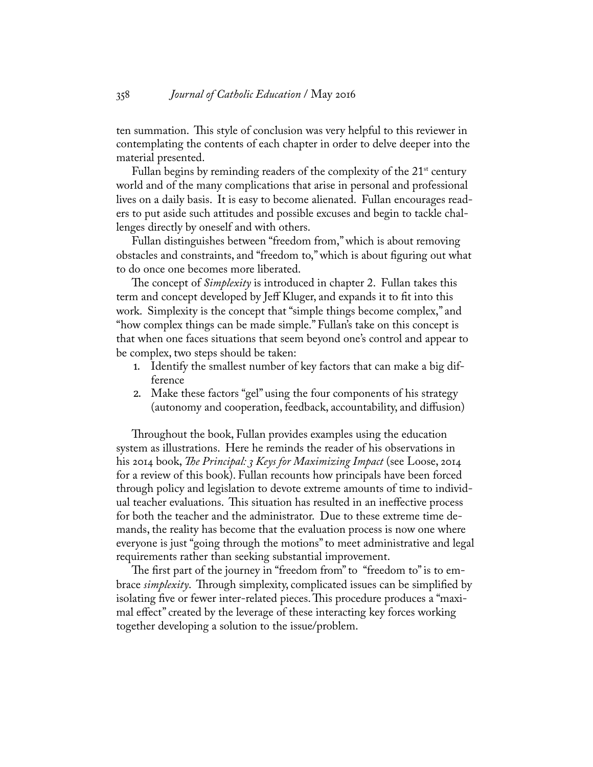ten summation. This style of conclusion was very helpful to this reviewer in contemplating the contents of each chapter in order to delve deeper into the material presented.

Fullan begins by reminding readers of the complexity of the 21st century world and of the many complications that arise in personal and professional lives on a daily basis. It is easy to become alienated. Fullan encourages readers to put aside such attitudes and possible excuses and begin to tackle challenges directly by oneself and with others.

Fullan distinguishes between "freedom from," which is about removing obstacles and constraints, and "freedom to," which is about figuring out what to do once one becomes more liberated.

The concept of *Simplexity* is introduced in chapter 2. Fullan takes this term and concept developed by Jeff Kluger, and expands it to fit into this work. Simplexity is the concept that "simple things become complex," and "how complex things can be made simple." Fullan's take on this concept is that when one faces situations that seem beyond one's control and appear to be complex, two steps should be taken:

1. Identify the smallest number of key factors that can make a big difference
2. Make these factors "gel" using the four components of his strategy (autonomy and cooperation, feedback, accountability, and diffusion)

Throughout the book, Fullan provides examples using the education system as illustrations. Here he reminds the reader of his observations in his 2014 book, *The Principal: 3 Keys for Maximizing Impact* (see Loose, 2014 for a review of this book). Fullan recounts how principals have been forced through policy and legislation to devote extreme amounts of time to individual teacher evaluations. This situation has resulted in an ineffective process for both the teacher and the administrator. Due to these extreme time demands, the reality has become that the evaluation process is now one where everyone is just "going through the motions" to meet administrative and legal requirements rather than seeking substantial improvement.

The first part of the journey in "freedom from" to "freedom to" is to embrace *simplexity*. Through simplexity, complicated issues can be simplified by isolating five or fewer inter-related pieces. This procedure produces a "maximal effect" created by the leverage of these interacting key forces working together developing a solution to the issue/problem.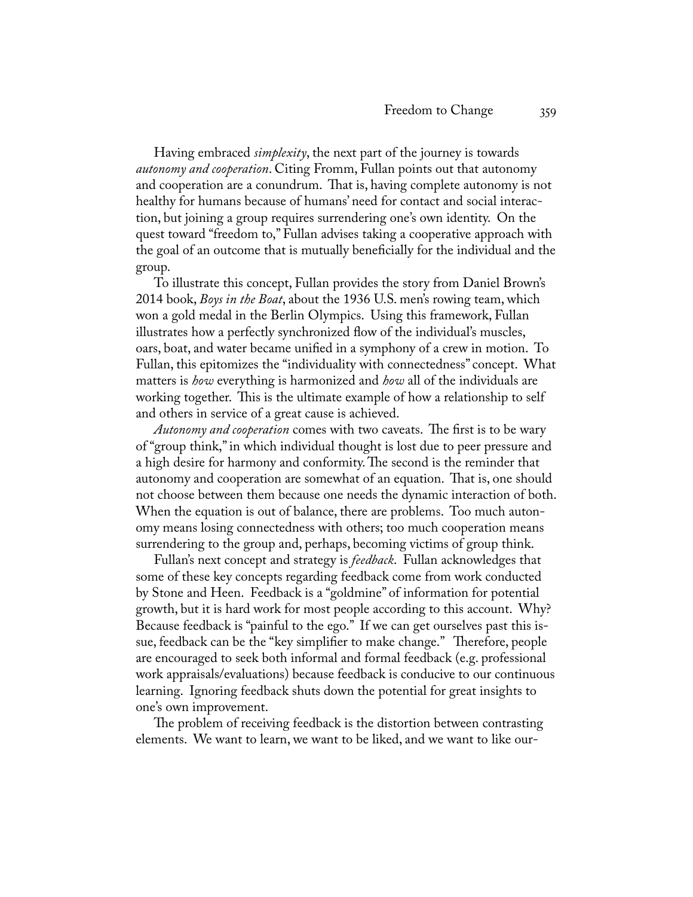Having embraced *simplexity*, the next part of the journey is towards *autonomy and cooperation*. Citing Fromm, Fullan points out that autonomy and cooperation are a conundrum. That is, having complete autonomy is not healthy for humans because of humans' need for contact and social interaction, but joining a group requires surrendering one's own identity. On the quest toward "freedom to," Fullan advises taking a cooperative approach with the goal of an outcome that is mutually beneficially for the individual and the group.

To illustrate this concept, Fullan provides the story from Daniel Brown's 2014 book, *Boys in the Boat*, about the 1936 U.S. men's rowing team, which won a gold medal in the Berlin Olympics. Using this framework, Fullan illustrates how a perfectly synchronized flow of the individual's muscles, oars, boat, and water became unified in a symphony of a crew in motion. To Fullan, this epitomizes the "individuality with connectedness" concept. What matters is *how* everything is harmonized and *how* all of the individuals are working together. This is the ultimate example of how a relationship to self and others in service of a great cause is achieved.

*Autonomy and cooperation* comes with two caveats. The first is to be wary of "group think," in which individual thought is lost due to peer pressure and a high desire for harmony and conformity. The second is the reminder that autonomy and cooperation are somewhat of an equation. That is, one should not choose between them because one needs the dynamic interaction of both. When the equation is out of balance, there are problems. Too much autonomy means losing connectedness with others; too much cooperation means surrendering to the group and, perhaps, becoming victims of group think.

Fullan's next concept and strategy is *feedback*. Fullan acknowledges that some of these key concepts regarding feedback come from work conducted by Stone and Heen. Feedback is a "goldmine" of information for potential growth, but it is hard work for most people according to this account. Why? Because feedback is "painful to the ego." If we can get ourselves past this issue, feedback can be the "key simplifier to make change." Therefore, people are encouraged to seek both informal and formal feedback (e.g. professional work appraisals/evaluations) because feedback is conducive to our continuous learning. Ignoring feedback shuts down the potential for great insights to one's own improvement.

The problem of receiving feedback is the distortion between contrasting elements. We want to learn, we want to be liked, and we want to like our-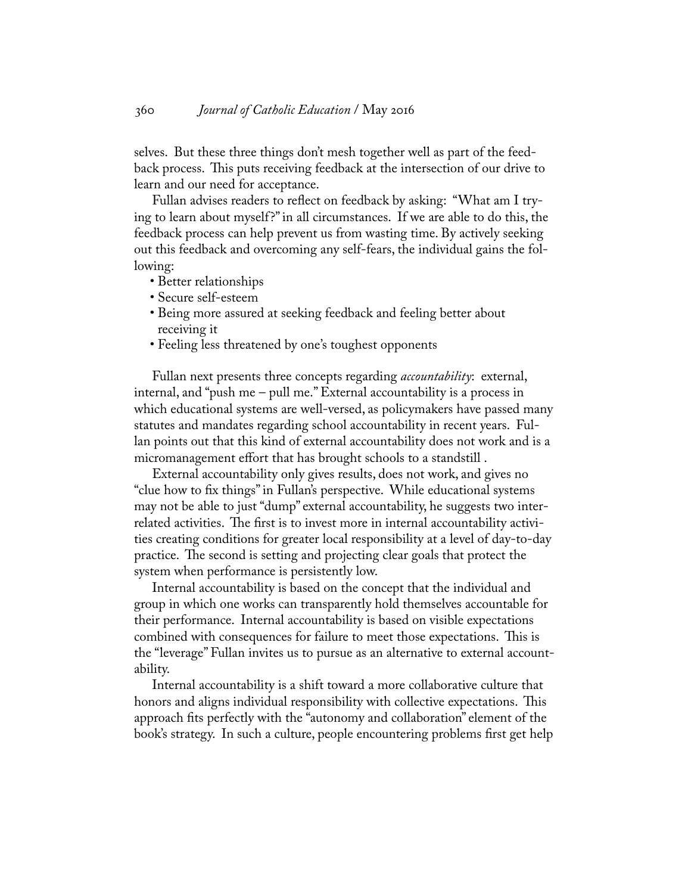selves. But these three things don't mesh together well as part of the feedback process. This puts receiving feedback at the intersection of our drive to learn and our need for acceptance.

Fullan advises readers to reflect on feedback by asking: "What am I trying to learn about myself?" in all circumstances. If we are able to do this, the feedback process can help prevent us from wasting time. By actively seeking out this feedback and overcoming any self-fears, the individual gains the following:

- Better relationships
- Secure self-esteem
- Being more assured at seeking feedback and feeling better about receiving it
- Feeling less threatened by one's toughest opponents

Fullan next presents three concepts regarding *accountability*: external, internal, and "push me – pull me." External accountability is a process in which educational systems are well-versed, as policymakers have passed many statutes and mandates regarding school accountability in recent years. Fullan points out that this kind of external accountability does not work and is a micromanagement effort that has brought schools to a standstill .

External accountability only gives results, does not work, and gives no "clue how to fix things" in Fullan's perspective. While educational systems may not be able to just "dump" external accountability, he suggests two interrelated activities. The first is to invest more in internal accountability activities creating conditions for greater local responsibility at a level of day-to-day practice. The second is setting and projecting clear goals that protect the system when performance is persistently low.

Internal accountability is based on the concept that the individual and group in which one works can transparently hold themselves accountable for their performance. Internal accountability is based on visible expectations combined with consequences for failure to meet those expectations. This is the "leverage" Fullan invites us to pursue as an alternative to external accountability.

Internal accountability is a shift toward a more collaborative culture that honors and aligns individual responsibility with collective expectations. This approach fits perfectly with the "autonomy and collaboration" element of the book's strategy. In such a culture, people encountering problems first get help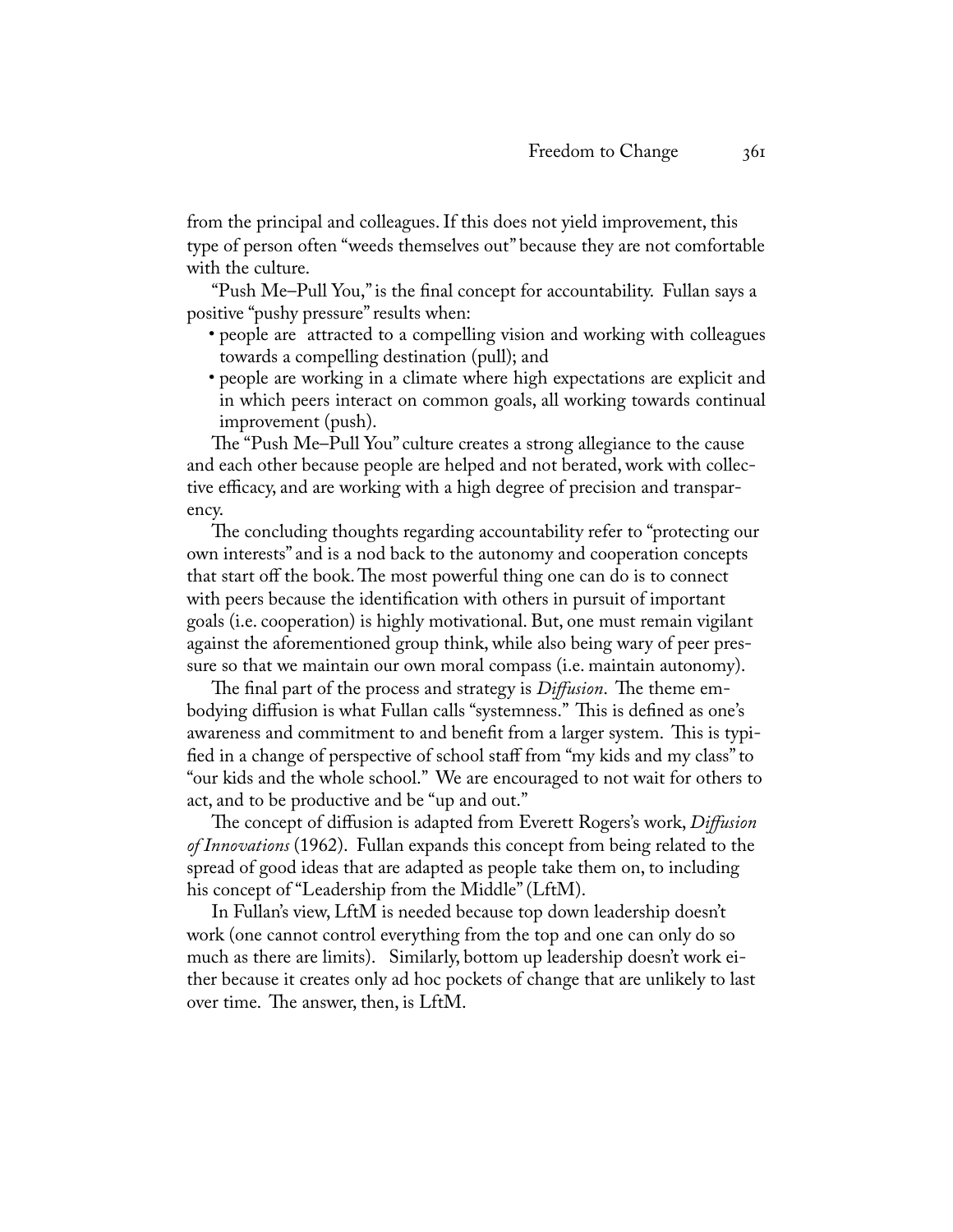from the principal and colleagues. If this does not yield improvement, this type of person often "weeds themselves out" because they are not comfortable with the culture.

"Push Me–Pull You," is the final concept for accountability. Fullan says a positive "pushy pressure" results when:

- people are attracted to a compelling vision and working with colleagues towards a compelling destination (pull); and
- people are working in a climate where high expectations are explicit and in which peers interact on common goals, all working towards continual improvement (push).

The "Push Me–Pull You" culture creates a strong allegiance to the cause and each other because people are helped and not berated, work with collective efficacy, and are working with a high degree of precision and transparency.

The concluding thoughts regarding accountability refer to "protecting our own interests" and is a nod back to the autonomy and cooperation concepts that start off the book. The most powerful thing one can do is to connect with peers because the identification with others in pursuit of important goals (i.e. cooperation) is highly motivational. But, one must remain vigilant against the aforementioned group think, while also being wary of peer pressure so that we maintain our own moral compass (i.e. maintain autonomy).

The final part of the process and strategy is *Diffusion*. The theme embodying diffusion is what Fullan calls "systemness." This is defined as one's awareness and commitment to and benefit from a larger system. This is typified in a change of perspective of school staff from "my kids and my class" to "our kids and the whole school." We are encouraged to not wait for others to act, and to be productive and be "up and out."

The concept of diffusion is adapted from Everett Rogers's work, *Diffusion of Innovations* (1962). Fullan expands this concept from being related to the spread of good ideas that are adapted as people take them on, to including his concept of "Leadership from the Middle" (LftM).

In Fullan's view, LftM is needed because top down leadership doesn't work (one cannot control everything from the top and one can only do so much as there are limits). Similarly, bottom up leadership doesn't work either because it creates only ad hoc pockets of change that are unlikely to last over time. The answer, then, is LftM.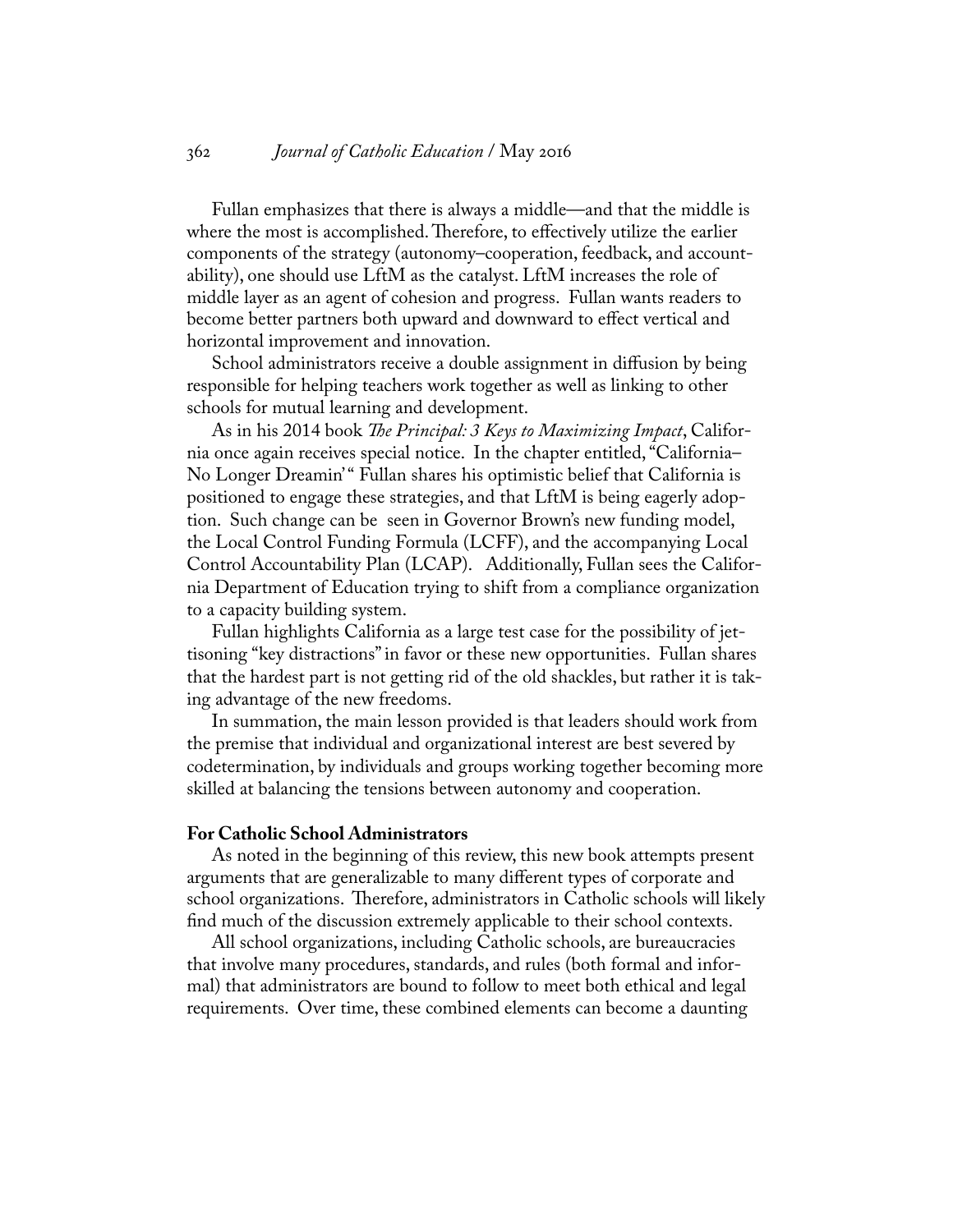Fullan emphasizes that there is always a middle—and that the middle is where the most is accomplished. Therefore, to effectively utilize the earlier components of the strategy (autonomy–cooperation, feedback, and accountability), one should use LftM as the catalyst. LftM increases the role of middle layer as an agent of cohesion and progress. Fullan wants readers to become better partners both upward and downward to effect vertical and horizontal improvement and innovation.

School administrators receive a double assignment in diffusion by being responsible for helping teachers work together as well as linking to other schools for mutual learning and development.

As in his 2014 book *The Principal: 3 Keys to Maximizing Impact*, California once again receives special notice. In the chapter entitled, "California–No Longer Dreamin' " Fullan shares his optimistic belief that California is positioned to engage these strategies, and that LftM is being eagerly adoption. Such change can be seen in Governor Brown's new funding model, the Local Control Funding Formula (LCFF), and the accompanying Local Control Accountability Plan (LCAP). Additionally, Fullan sees the California Department of Education trying to shift from a compliance organization to a capacity building system.

Fullan highlights California as a large test case for the possibility of jettisoning "key distractions" in favor or these new opportunities. Fullan shares that the hardest part is not getting rid of the old shackles, but rather it is taking advantage of the new freedoms.

In summation, the main lesson provided is that leaders should work from the premise that individual and organizational interest are best severed by codetermination, by individuals and groups working together becoming more skilled at balancing the tensions between autonomy and cooperation.

**For Catholic School Administrators**

As noted in the beginning of this review, this new book attempts present arguments that are generalizable to many different types of corporate and school organizations. Therefore, administrators in Catholic schools will likely find much of the discussion extremely applicable to their school contexts.

All school organizations, including Catholic schools, are bureaucracies that involve many procedures, standards, and rules (both formal and informal) that administrators are bound to follow to meet both ethical and legal requirements. Over time, these combined elements can become a daunting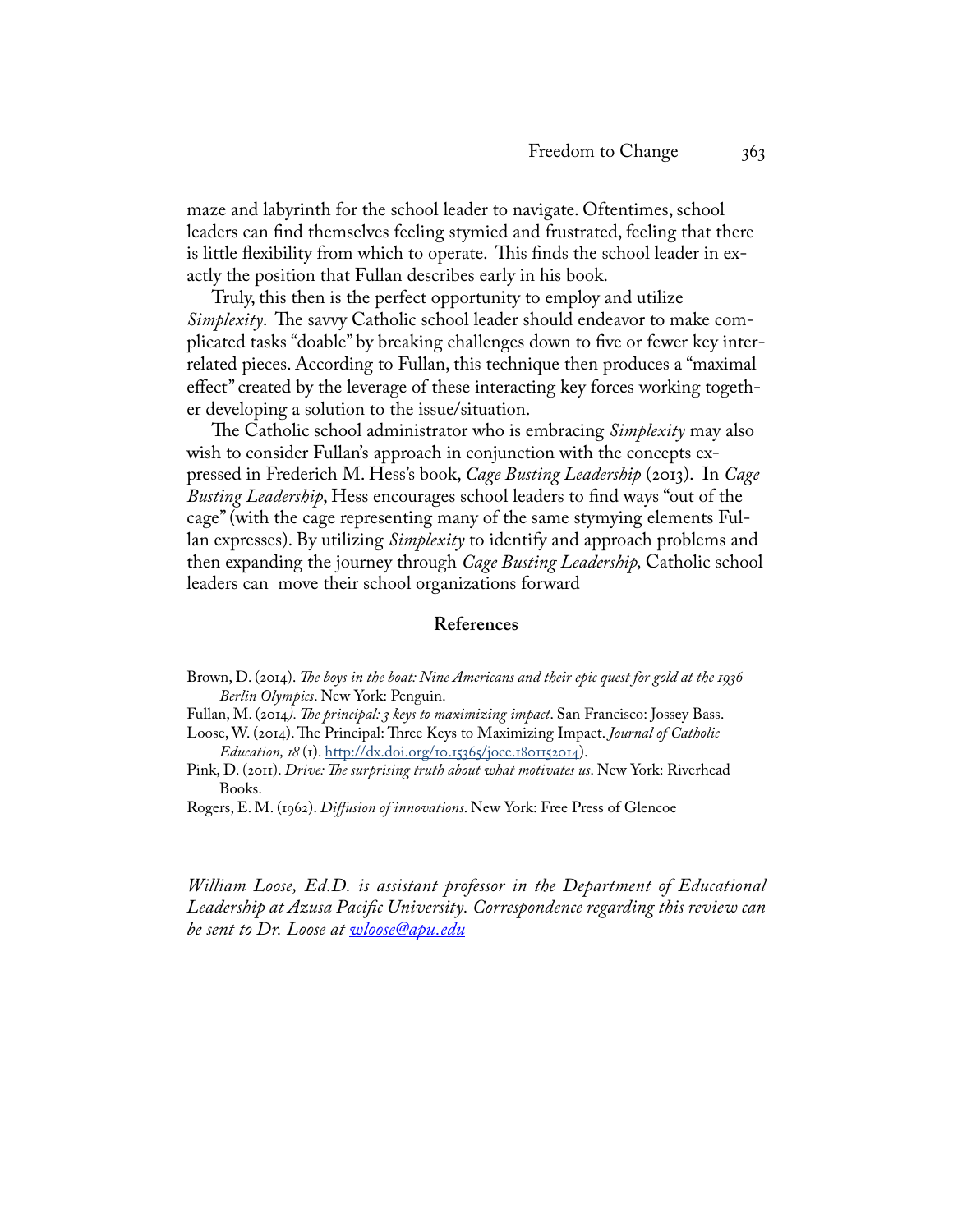maze and labyrinth for the school leader to navigate. Oftentimes, school leaders can find themselves feeling stymied and frustrated, feeling that there is little flexibility from which to operate. This finds the school leader in exactly the position that Fullan describes early in his book.

Truly, this then is the perfect opportunity to employ and utilize *Simplexity*. The savvy Catholic school leader should endeavor to make complicated tasks "doable" by breaking challenges down to five or fewer key interrelated pieces. According to Fullan, this technique then produces a "maximal effect" created by the leverage of these interacting key forces working together developing a solution to the issue/situation.

The Catholic school administrator who is embracing *Simplexity* may also wish to consider Fullan's approach in conjunction with the concepts expressed in Frederich M. Hess's book, *Cage Busting Leadership* (2013). In *Cage Busting Leadership*, Hess encourages school leaders to find ways "out of the cage" (with the cage representing many of the same stymying elements Fullan expresses). By utilizing *Simplexity* to identify and approach problems and then expanding the journey through *Cage Busting Leadership,* Catholic school leaders can move their school organizations forward

## References

Brown, D. (2014). *The boys in the boat: Nine Americans and their epic quest for gold at the 1936 Berlin Olympics*. New York: Penguin.

Fullan, M. (2014*). The principal: 3 keys to maximizing impact*. San Francisco: Jossey Bass.

Loose, W. (2014). The Principal: Three Keys to Maximizing Impact. *Journal of Catholic Education, 18* (1). http://dx.doi.org/10.15365/joce.1801152014).

Pink, D. (2011). *Drive: The surprising truth about what motivates us*. New York: Riverhead Books.

Rogers, E. M. (1962). *Diffusion of innovations*. New York: Free Press of Glencoe

*William Loose, Ed.D. is assistant professor in the Department of Educational Leadership at Azusa Pacific University. Correspondence regarding this review can be sent to Dr. Loose at wloose@apu.edu*